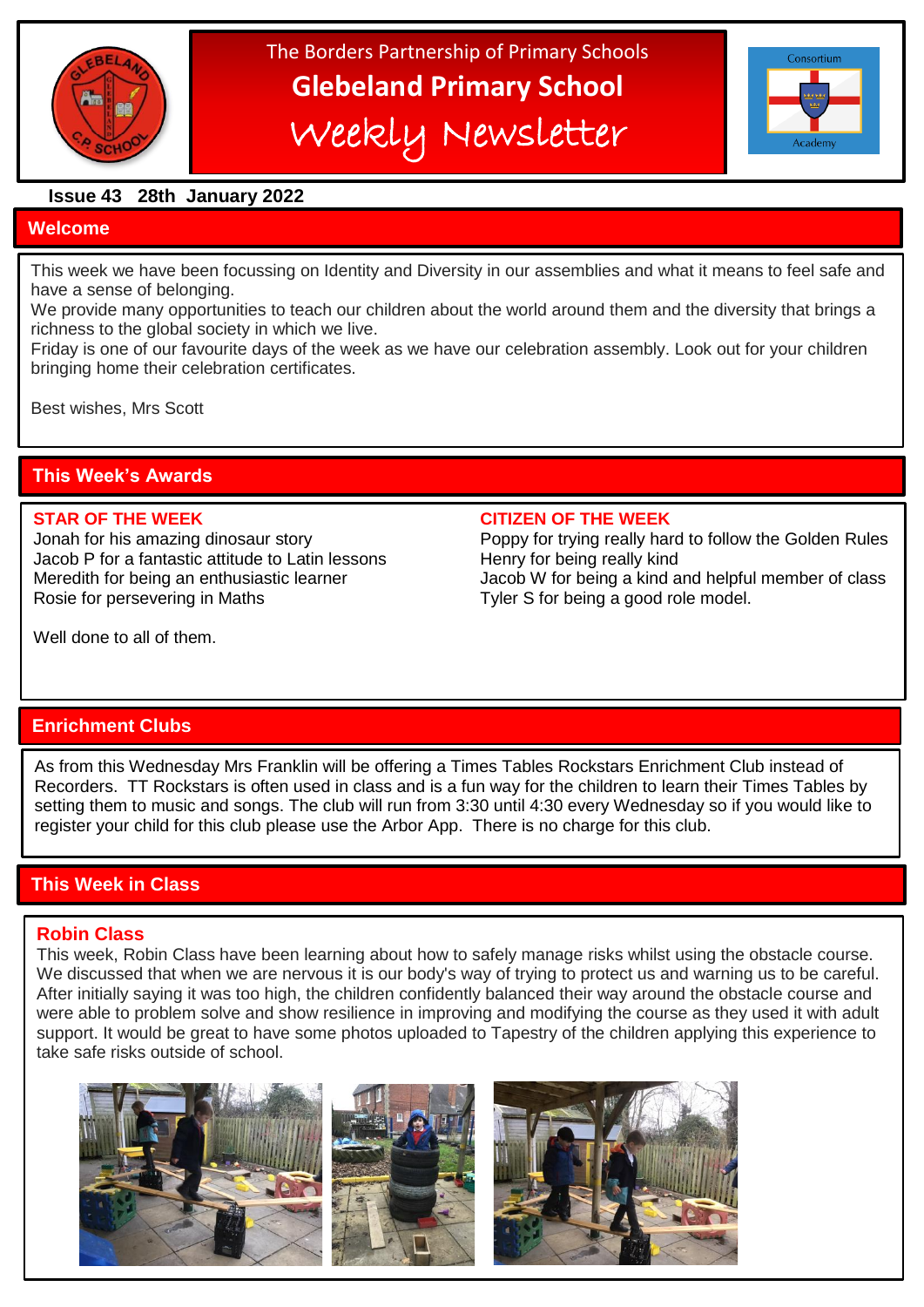The Borders Partnership of Primary Schools

# Glebeland Primary School

## Weekly Newsletter

**Issue 43 28th January 2022**

## Welcome

This week we have been focussing on Identity and Diversity in our assemblies and what it means to feel safe and have a sense of belonging.

We provide many opportunities to teach our children about the world around them and the diversity that brings a richness to the global society in which we live.

Friday is one of our favourite days of the week as we have our celebration assembly. Look out for your children bringing home their celebration certificates.

Best wishes, Mrs Scott

## This Week's Awards

### STAR OF THE WEEK

Jonah for his amazing dinosaur story
Jacob P for a fantastic attitude to Latin lessons
Meredith for being an enthusiastic learner
Rosie for persevering in Maths

Well done to all of them.

### CITIZEN OF THE WEEK

Poppy for trying really hard to follow the Golden Rules
Henry for being really kind
Jacob W for being a kind and helpful member of class
Tyler S for being a good role model.

## Enrichment Clubs

As from this Wednesday Mrs Franklin will be offering a Times Tables Rockstars Enrichment Club instead of Recorders. TT Rockstars is often used in class and is a fun way for the children to learn their Times Tables by setting them to music and songs. The club will run from 3:30 until 4:30 every Wednesday so if you would like to register your child for this club please use the Arbor App. There is no charge for this club.

## This Week in Class

### Robin Class

This week, Robin Class have been learning about how to safely manage risks whilst using the obstacle course. We discussed that when we are nervous it is our body's way of trying to protect us and warning us to be careful. After initially saying it was too high, the children confidently balanced their way around the obstacle course and were able to problem solve and show resilience in improving and modifying the course as they used it with adult support. It would be great to have some photos uploaded to Tapestry of the children applying this experience to take safe risks outside of school.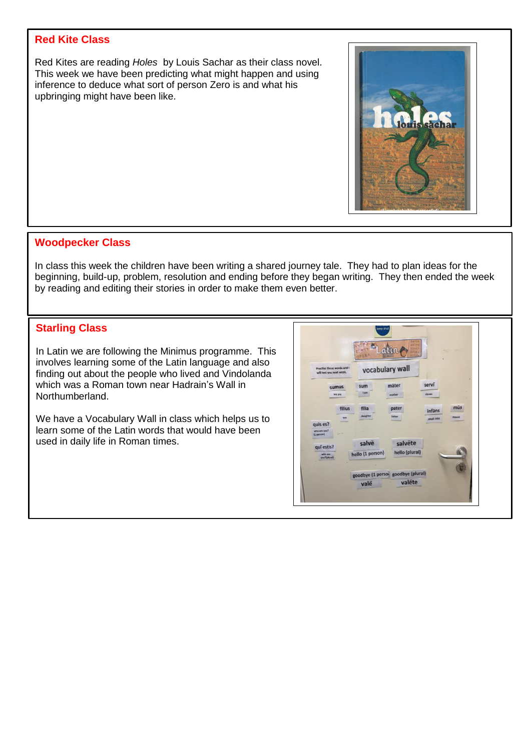## Red Kite Class

Red Kites are reading *Holes* by Louis Sachar as their class novel. This week we have been predicting what might happen and using inference to deduce what sort of person Zero is and what his upbringing might have been like.

## Woodpecker Class

In class this week the children have been writing a shared journey tale. They had to plan ideas for the beginning, build-up, problem, resolution and ending before they began writing. They then ended the week by reading and editing their stories in order to make them even better.

## Starling Class

In Latin we are following the Minimus programme. This involves learning some of the Latin language and also finding out about the people who lived and Vindolanda which was a Roman town near Hadrain's Wall in Northumberland.

We have a Vocabulary Wall in class which helps us to learn some of the Latin words that would have been used in daily life in Roman times.